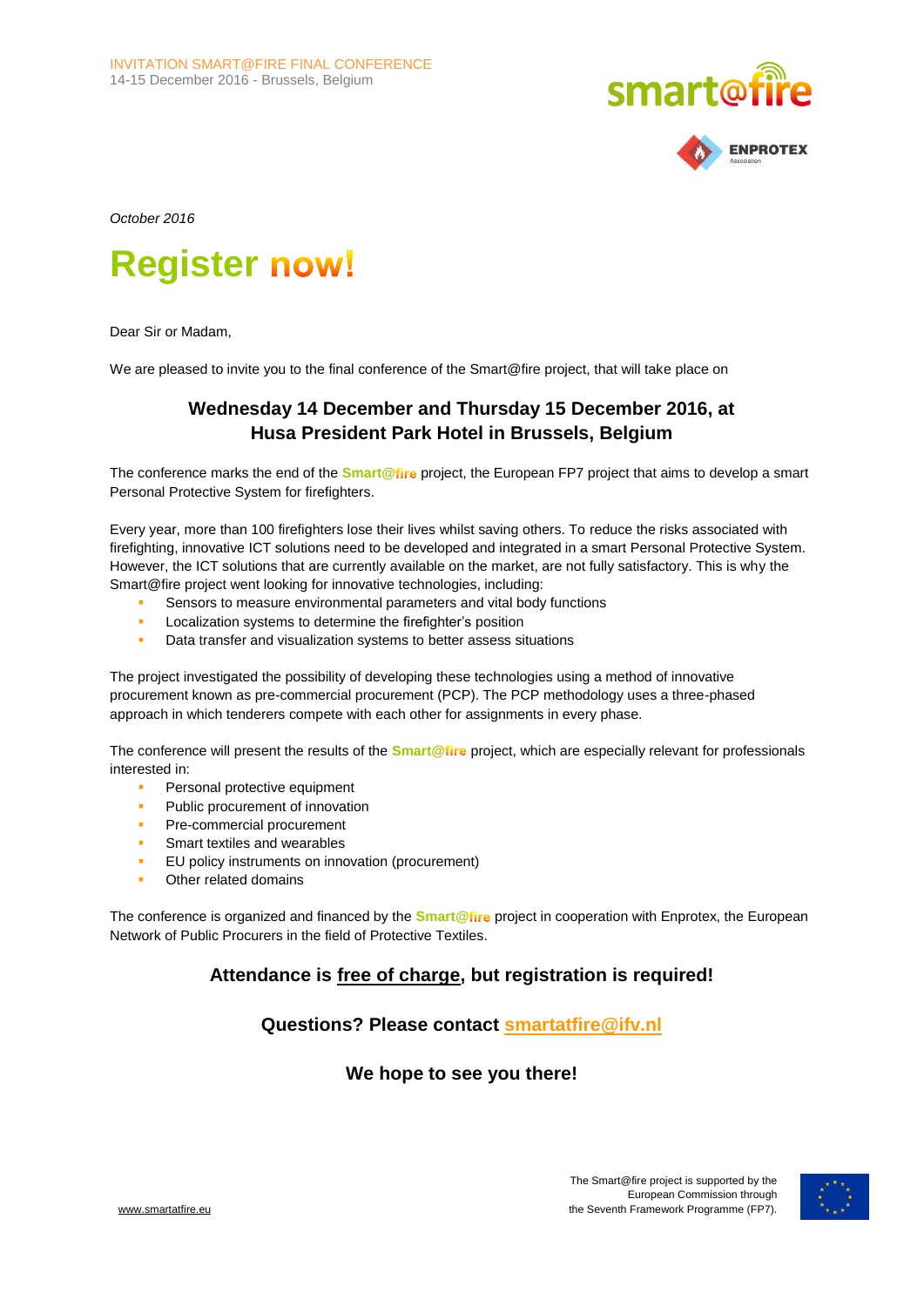INVITATION SMART@FIRE FINAL CONFERENCE
14-15 December 2016 - Brussels, Belgium

smart@fire

ENPROTEX Association

*October 2016*

# Register now!

Dear Sir or Madam,

We are pleased to invite you to the final conference of the Smart@fire project, that will take place on

### Wednesday 14 December and Thursday 15 December 2016, at Husa President Park Hotel in Brussels, Belgium

The conference marks the end of the **Smart@fire** project, the European FP7 project that aims to develop a smart Personal Protective System for firefighters.

Every year, more than 100 firefighters lose their lives whilst saving others. To reduce the risks associated with firefighting, innovative ICT solutions need to be developed and integrated in a smart Personal Protective System. However, the ICT solutions that are currently available on the market, are not fully satisfactory. This is why the Smart@fire project went looking for innovative technologies, including:

- Sensors to measure environmental parameters and vital body functions
- Localization systems to determine the firefighter's position
- Data transfer and visualization systems to better assess situations

The project investigated the possibility of developing these technologies using a method of innovative procurement known as pre-commercial procurement (PCP). The PCP methodology uses a three-phased approach in which tenderers compete with each other for assignments in every phase.

The conference will present the results of the **Smart@fire** project, which are especially relevant for professionals interested in:

- Personal protective equipment
- Public procurement of innovation
- Pre-commercial procurement
- Smart textiles and wearables
- EU policy instruments on innovation (procurement)
- Other related domains

The conference is organized and financed by the **Smart@fire** project in cooperation with Enprotex, the European Network of Public Procurers in the field of Protective Textiles.

**Attendance is free of charge, but registration is required!**

**Questions? Please contact smartatfire@ifv.nl**

**We hope to see you there!**

www.smartatfire.eu

The Smart@fire project is supported by the European Commission through the Seventh Framework Programme (FP7).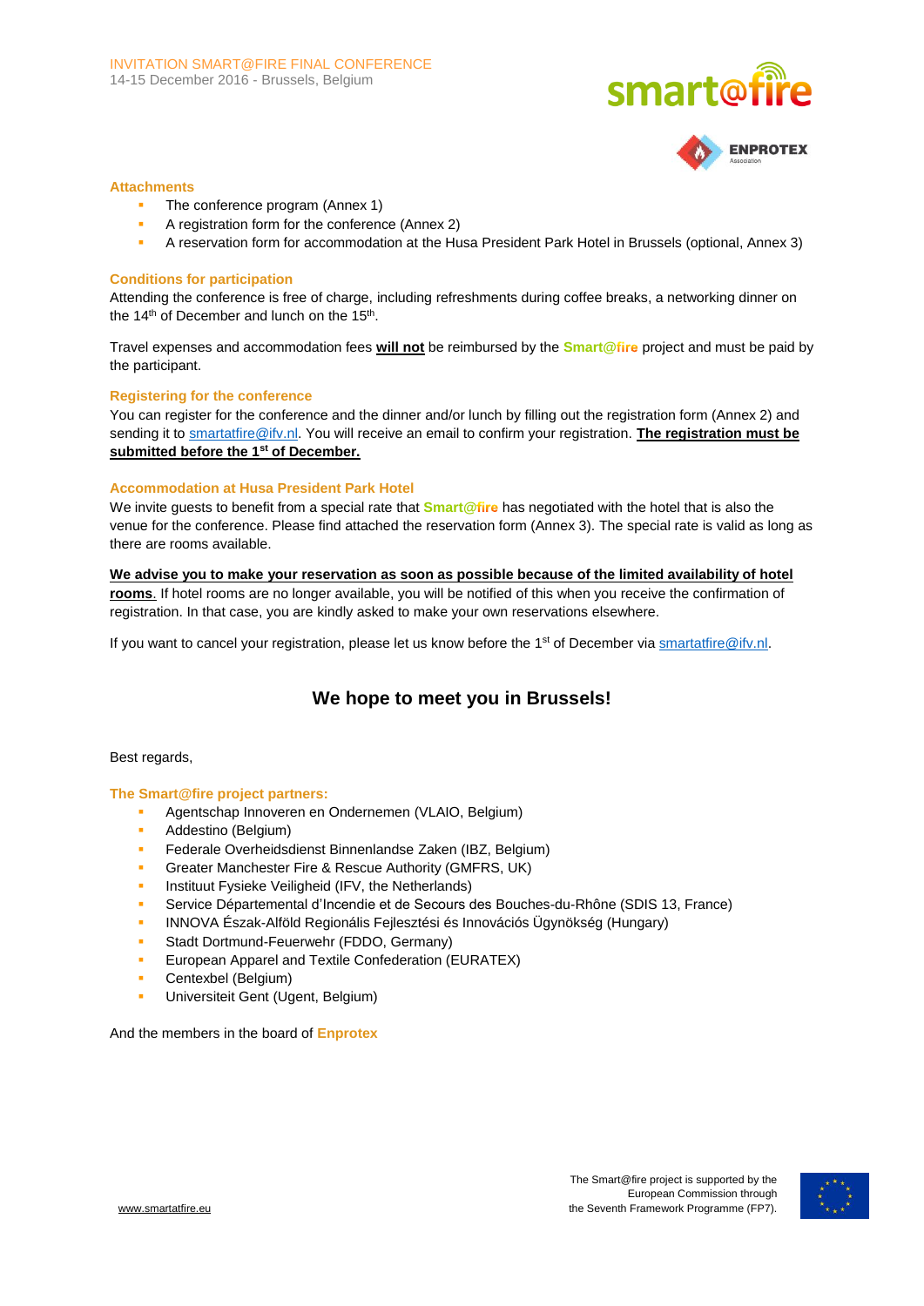## Attachments

- The conference program (Annex 1)
- A registration form for the conference (Annex 2)
- A reservation form for accommodation at the Husa President Park Hotel in Brussels (optional, Annex 3)

## Conditions for participation

Attending the conference is free of charge, including refreshments during coffee breaks, a networking dinner on the 14th of December and lunch on the 15th.

Travel expenses and accommodation fees **will not** be reimbursed by the **Smart@fire** project and must be paid by the participant.

## Registering for the conference

You can register for the conference and the dinner and/or lunch by filling out the registration form (Annex 2) and sending it to smartatfire@ifv.nl. You will receive an email to confirm your registration. **The registration must be submitted before the 1st of December.**

## Accommodation at Husa President Park Hotel

We invite guests to benefit from a special rate that **Smart@fire** has negotiated with the hotel that is also the venue for the conference. Please find attached the reservation form (Annex 3). The special rate is valid as long as there are rooms available.

**We advise you to make your reservation as soon as possible because of the limited availability of hotel rooms**. If hotel rooms are no longer available, you will be notified of this when you receive the confirmation of registration. In that case, you are kindly asked to make your own reservations elsewhere.

If you want to cancel your registration, please let us know before the 1st of December via smartatfire@ifv.nl.

## We hope to meet you in Brussels!

Best regards,

**The Smart@fire project partners:**

- Agentschap Innoveren en Ondernemen (VLAIO, Belgium)
- Addestino (Belgium)
- Federale Overheidsdienst Binnenlandse Zaken (IBZ, Belgium)
- Greater Manchester Fire & Rescue Authority (GMFRS, UK)
- Instituut Fysieke Veiligheid (IFV, the Netherlands)
- Service Départemental d'Incendie et de Secours des Bouches-du-Rhône (SDIS 13, France)
- INNOVA Észak-Alföld Regionális Fejlesztési és Innovációs Ügynökség (Hungary)
- Stadt Dortmund-Feuerwehr (FDDO, Germany)
- European Apparel and Textile Confederation (EURATEX)
- Centexbel (Belgium)
- Universiteit Gent (Ugent, Belgium)

And the members in the board of **Enprotex**

www.smartatfire.eu

The Smart@fire project is supported by the European Commission through the Seventh Framework Programme (FP7).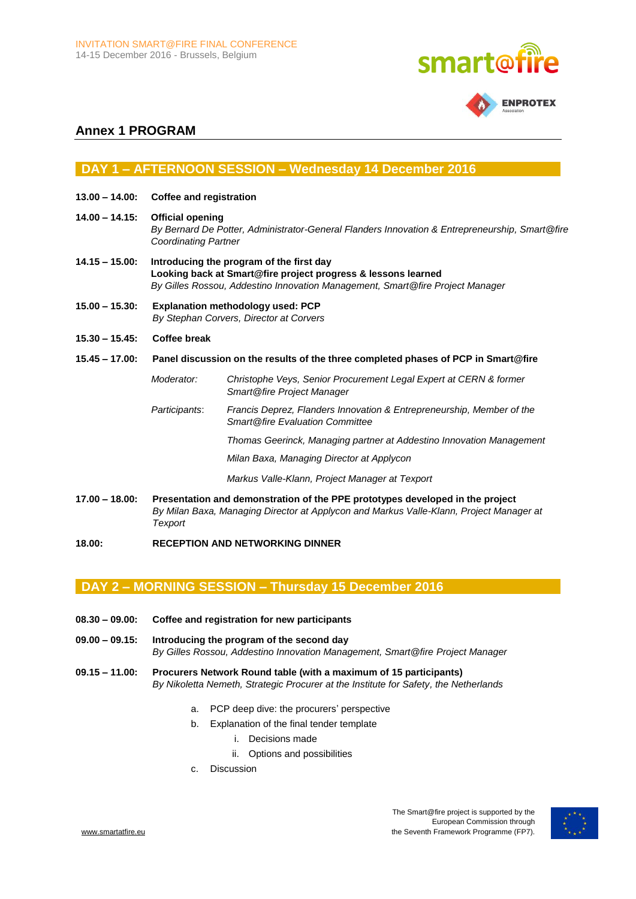INVITATION SMART@FIRE FINAL CONFERENCE
14-15 December 2016 - Brussels, Belgium

## Annex 1 PROGRAM

### DAY 1 – AFTERNOON SESSION – Wednesday 14 December 2016

**13.00 – 14.00:** **Coffee and registration**

**14.00 – 14.15:** **Official opening**
*By Bernard De Potter, Administrator-General Flanders Innovation & Entrepreneurship, Smart@fire Coordinating Partner*

**14.15 – 15.00:** **Introducing the program of the first day**
**Looking back at Smart@fire project progress & lessons learned**
*By Gilles Rossou, Addestino Innovation Management, Smart@fire Project Manager*

**15.00 – 15.30:** **Explanation methodology used: PCP**
*By Stephan Corvers, Director at Corvers*

**15.30 – 15.45:** **Coffee break**

**15.45 – 17.00:** **Panel discussion on the results of the three completed phases of PCP in Smart@fire**

*Moderator:* *Christophe Veys, Senior Procurement Legal Expert at CERN & former Smart@fire Project Manager*

*Participants:* *Francis Deprez, Flanders Innovation & Entrepreneurship, Member of the Smart@fire Evaluation Committee*

*Thomas Geerinck, Managing partner at Addestino Innovation Management*

*Milan Baxa, Managing Director at Applycon*

*Markus Valle-Klann, Project Manager at Texport*

**17.00 – 18.00:** **Presentation and demonstration of the PPE prototypes developed in the project**
*By Milan Baxa, Managing Director at Applycon and Markus Valle-Klann, Project Manager at Texport*

**18.00:** **RECEPTION AND NETWORKING DINNER**

### DAY 2 – MORNING SESSION – Thursday 15 December 2016

**08.30 – 09.00:** **Coffee and registration for new participants**

**09.00 – 09.15:** **Introducing the program of the second day**
*By Gilles Rossou, Addestino Innovation Management, Smart@fire Project Manager*

**09.15 – 11.00:** **Procurers Network Round table (with a maximum of 15 participants)**
*By Nikoletta Nemeth, Strategic Procurer at the Institute for Safety, the Netherlands*

a. PCP deep dive: the procurers' perspective
b. Explanation of the final tender template
    i. Decisions made
    ii. Options and possibilities
c. Discussion

www.smartatfire.eu

The Smart@fire project is supported by the European Commission through the Seventh Framework Programme (FP7).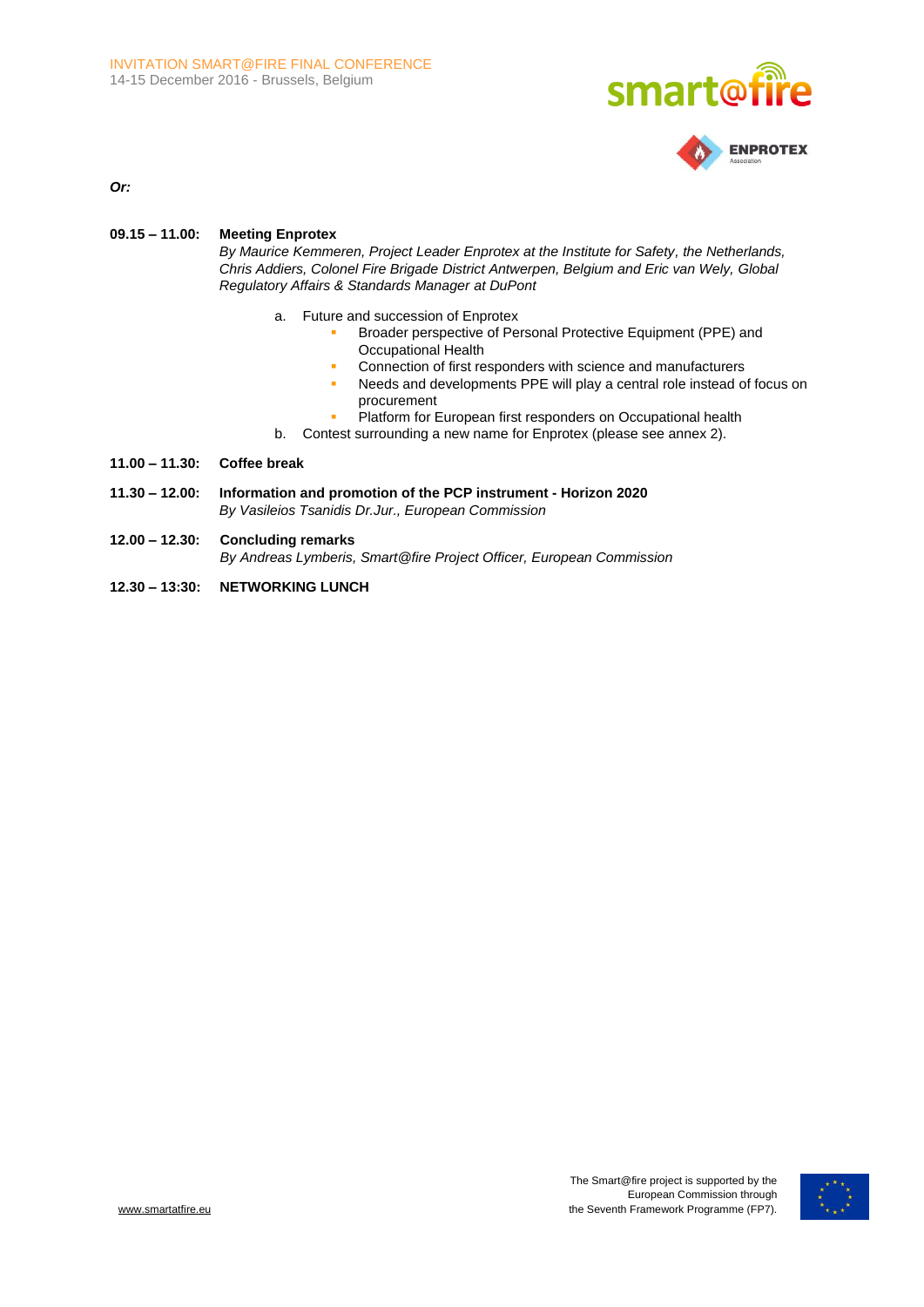***Or:***

**09.15 – 11.00:** **Meeting Enprotex**
*By Maurice Kemmeren, Project Leader Enprotex at the Institute for Safety, the Netherlands, Chris Addiers, Colonel Fire Brigade District Antwerpen, Belgium and Eric van Wely, Global Regulatory Affairs & Standards Manager at DuPont*

a. Future and succession of Enprotex
   - Broader perspective of Personal Protective Equipment (PPE) and Occupational Health
   - Connection of first responders with science and manufacturers
   - Needs and developments PPE will play a central role instead of focus on procurement
   - Platform for European first responders on Occupational health

b. Contest surrounding a new name for Enprotex (please see annex 2).

**11.00 – 11.30:** **Coffee break**

**11.30 – 12.00:** **Information and promotion of the PCP instrument - Horizon 2020**
*By Vasileios Tsanidis Dr.Jur., European Commission*

**12.00 – 12.30:** **Concluding remarks**
*By Andreas Lymberis, Smart@fire Project Officer, European Commission*

**12.30 – 13:30:** **NETWORKING LUNCH**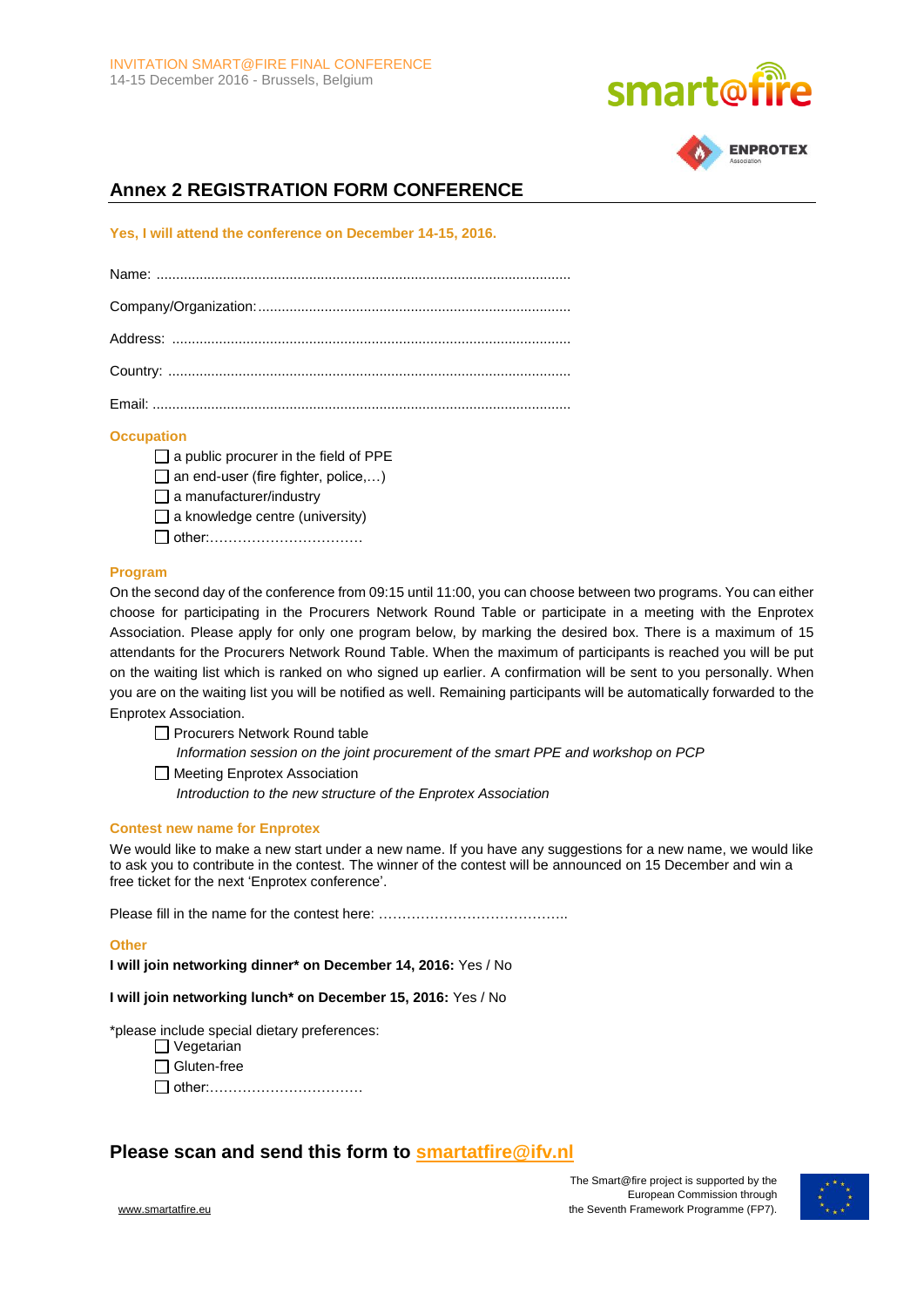INVITATION SMART@FIRE FINAL CONFERENCE
14-15 December 2016 - Brussels, Belgium

## Annex 2 REGISTRATION FORM CONFERENCE

**Yes, I will attend the conference on December 14-15, 2016.**

Name: ..........................................................................................................

Company/Organization:...............................................................................

Address: ......................................................................................................

Country: .......................................................................................................

Email: ..........................................................................................................

### Occupation

- ☐ a public procurer in the field of PPE
- ☐ an end-user (fire fighter, police,…)
- ☐ a manufacturer/industry
- ☐ a knowledge centre (university)
- ☐ other:……………………………

### Program

On the second day of the conference from 09:15 until 11:00, you can choose between two programs. You can either choose for participating in the Procurers Network Round Table or participate in a meeting with the Enprotex Association. Please apply for only one program below, by marking the desired box. There is a maximum of 15 attendants for the Procurers Network Round Table. When the maximum of participants is reached you will be put on the waiting list which is ranked on who signed up earlier. A confirmation will be sent to you personally. When you are on the waiting list you will be notified as well. Remaining participants will be automatically forwarded to the Enprotex Association.

- ☐ Procurers Network Round table
  *Information session on the joint procurement of the smart PPE and workshop on PCP*
- ☐ Meeting Enprotex Association
  *Introduction to the new structure of the Enprotex Association*

### Contest new name for Enprotex

We would like to make a new start under a new name. If you have any suggestions for a new name, we would like to ask you to contribute in the contest. The winner of the contest will be announced on 15 December and win a free ticket for the next 'Enprotex conference'.

Please fill in the name for the contest here: …………………………………..

### Other

**I will join networking dinner\* on December 14, 2016:** Yes / No

**I will join networking lunch\* on December 15, 2016:** Yes / No

\*please include special dietary preferences:

- ☐ Vegetarian
- ☐ Gluten-free
- ☐ other:……………………………

## Please scan and send this form to smartatfire@ifv.nl

www.smartatfire.eu

The Smart@fire project is supported by the European Commission through the Seventh Framework Programme (FP7).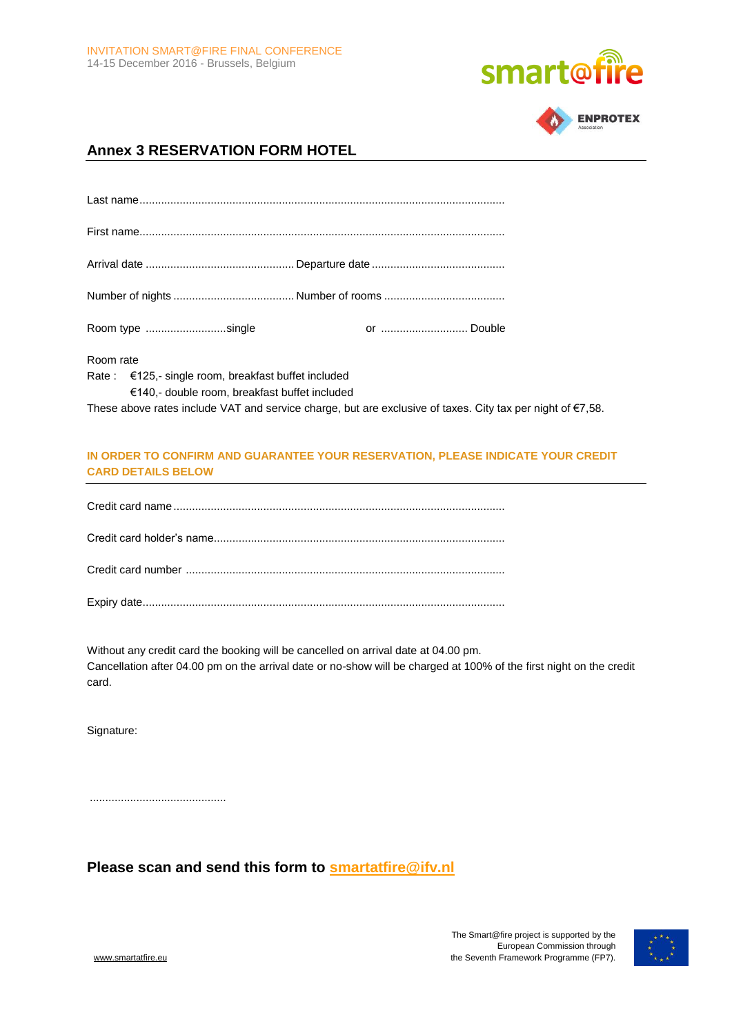INVITATION SMART@FIRE FINAL CONFERENCE
14-15 December 2016 - Brussels, Belgium

## Annex 3 RESERVATION FORM HOTEL

Last name.....................................................................................................................

First name.....................................................................................................................

Arrival date ................................................ Departure date ...........................................

Number of nights ....................................... Number of rooms .......................................

Room type ..........................single or ............................ Double

Room rate
Rate : €125,- single room, breakfast buffet included
€140,- double room, breakfast buffet included
These above rates include VAT and service charge, but are exclusive of taxes. City tax per night of €7,58.

**IN ORDER TO CONFIRM AND GUARANTEE YOUR RESERVATION, PLEASE INDICATE YOUR CREDIT CARD DETAILS BELOW**

Credit card name...........................................................................................................

Credit card holder's name.............................................................................................

Credit card number .......................................................................................................

Expiry date.....................................................................................................................

Without any credit card the booking will be cancelled on arrival date at 04.00 pm.
Cancellation after 04.00 pm on the arrival date or no-show will be charged at 100% of the first night on the credit card.

Signature:

............................................

### Please scan and send this form to smartatfire@ifv.nl

www.smartatfire.eu

The Smart@fire project is supported by the European Commission through the Seventh Framework Programme (FP7).